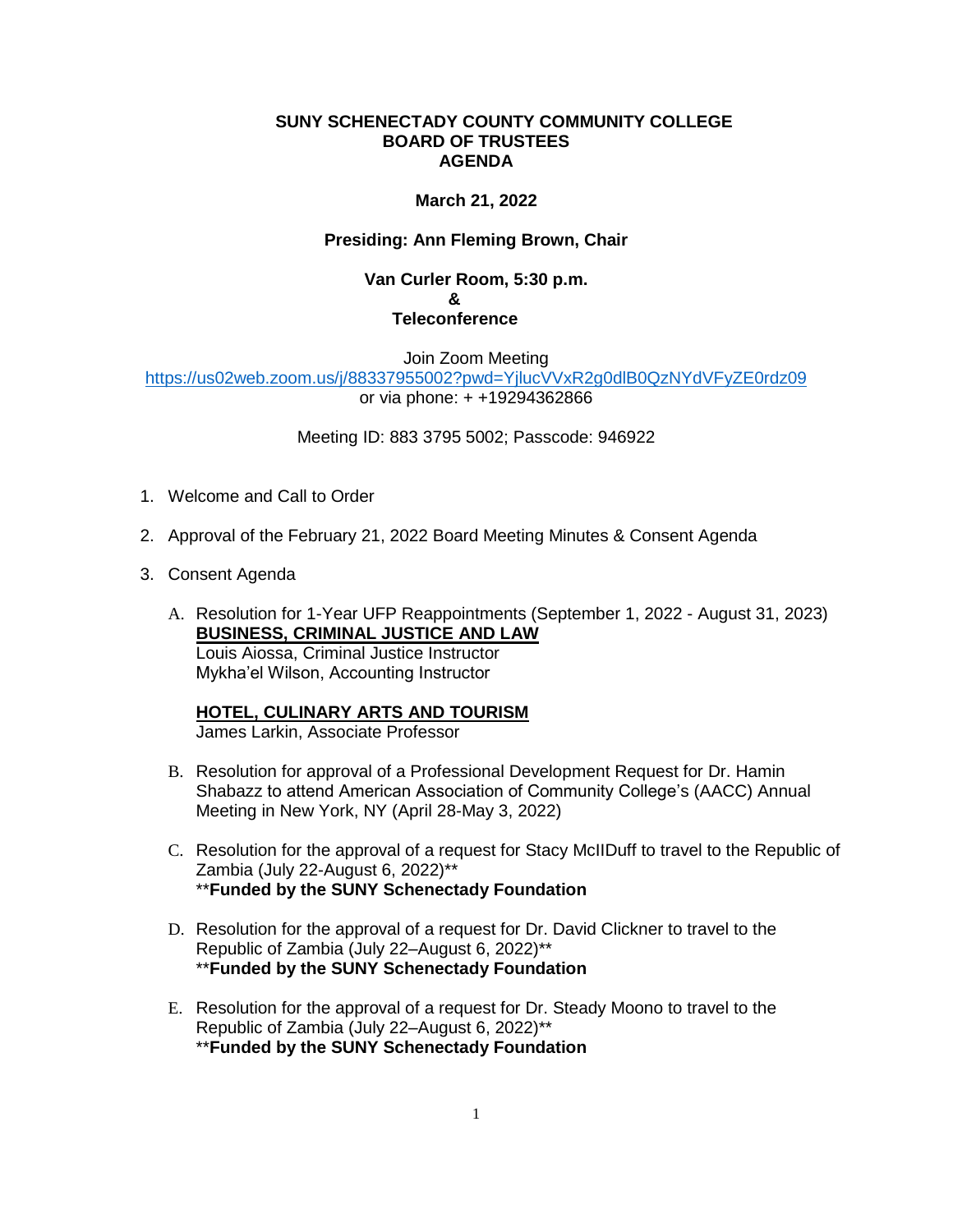# SUNY SCHENECTADY COUNTY COMMUNITY COLLEGE
## BOARD OF TRUSTEES
## AGENDA

**March 21, 2022**

**Presiding: Ann Fleming Brown, Chair**

**Van Curler Room, 5:30 p.m.**
**&**
**Teleconference**

Join Zoom Meeting
https://us02web.zoom.us/j/88337955002?pwd=YjlucVVxR2g0dlB0QzNYdVFyZE0rdz09
or via phone: + +19294362866

Meeting ID: 883 3795 5002; Passcode: 946922

1. Welcome and Call to Order

2. Approval of the February 21, 2022 Board Meeting Minutes & Consent Agenda

3. Consent Agenda

   A. Resolution for 1-Year UFP Reappointments (September 1, 2022 - August 31, 2023)
      **BUSINESS, CRIMINAL JUSTICE AND LAW**
      Louis Aiossa, Criminal Justice Instructor
      Mykha'el Wilson, Accounting Instructor

      **HOTEL, CULINARY ARTS AND TOURISM**
      James Larkin, Associate Professor

   B. Resolution for approval of a Professional Development Request for Dr. Hamin Shabazz to attend American Association of Community College's (AACC) Annual Meeting in New York, NY (April 28-May 3, 2022)

   C. Resolution for the approval of a request for Stacy McIIDuff to travel to the Republic of Zambia (July 22-August 6, 2022)**
      ****Funded by the SUNY Schenectady Foundation**

   D. Resolution for the approval of a request for Dr. David Clickner to travel to the Republic of Zambia (July 22–August 6, 2022)**
      ****Funded by the SUNY Schenectady Foundation**

   E. Resolution for the approval of a request for Dr. Steady Moono to travel to the Republic of Zambia (July 22–August 6, 2022)**
      ****Funded by the SUNY Schenectady Foundation**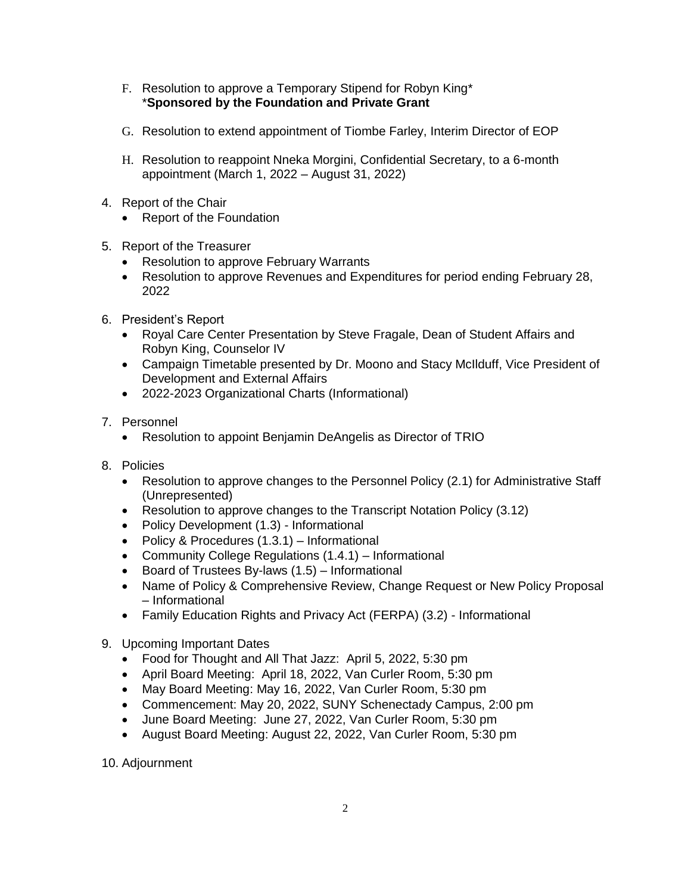F. Resolution to approve a Temporary Stipend for Robyn King*
   ***Sponsored by the Foundation and Private Grant**

G. Resolution to extend appointment of Tiombe Farley, Interim Director of EOP

H. Resolution to reappoint Nneka Morgini, Confidential Secretary, to a 6-month appointment (March 1, 2022 – August 31, 2022)

4. Report of the Chair
   - Report of the Foundation

5. Report of the Treasurer
   - Resolution to approve February Warrants
   - Resolution to approve Revenues and Expenditures for period ending February 28, 2022

6. President's Report
   - Royal Care Center Presentation by Steve Fragale, Dean of Student Affairs and Robyn King, Counselor IV
   - Campaign Timetable presented by Dr. Moono and Stacy McIlduff, Vice President of Development and External Affairs
   - 2022-2023 Organizational Charts (Informational)

7. Personnel
   - Resolution to appoint Benjamin DeAngelis as Director of TRIO

8. Policies
   - Resolution to approve changes to the Personnel Policy (2.1) for Administrative Staff (Unrepresented)
   - Resolution to approve changes to the Transcript Notation Policy (3.12)
   - Policy Development (1.3) - Informational
   - Policy & Procedures (1.3.1) – Informational
   - Community College Regulations (1.4.1) – Informational
   - Board of Trustees By-laws (1.5) – Informational
   - Name of Policy & Comprehensive Review, Change Request or New Policy Proposal – Informational
   - Family Education Rights and Privacy Act (FERPA) (3.2) - Informational

9. Upcoming Important Dates
   - Food for Thought and All That Jazz: April 5, 2022, 5:30 pm
   - April Board Meeting: April 18, 2022, Van Curler Room, 5:30 pm
   - May Board Meeting: May 16, 2022, Van Curler Room, 5:30 pm
   - Commencement: May 20, 2022, SUNY Schenectady Campus, 2:00 pm
   - June Board Meeting: June 27, 2022, Van Curler Room, 5:30 pm
   - August Board Meeting: August 22, 2022, Van Curler Room, 5:30 pm

10. Adjournment